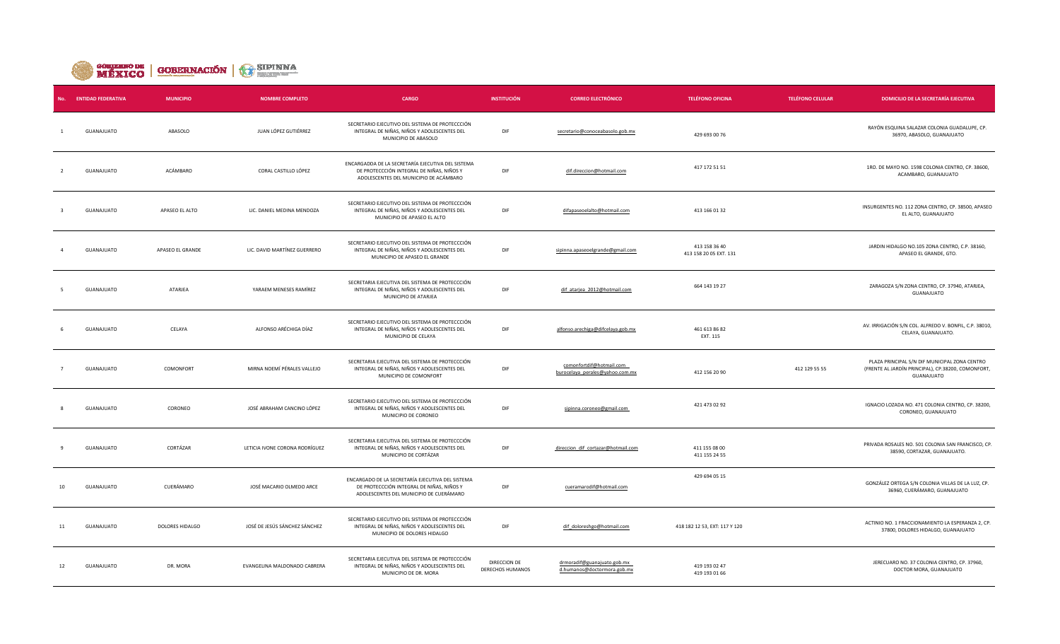| No. | ENTIDAD FEDERATIVA | MUNICIPIO | NOMBRE COMPLETO | CARGO | INSTITUCIÓN | CORREO ELECTRÓNICO | TELÉFONO OFICINA | TELÉFONO CELULAR | DOMICILIO DE LA SECRETARÍA EJECUTIVA |
|---|---|---|---|---|---|---|---|---|---|
| 1 | GUANAJUATO | ABASOLO | JUAN LÓPEZ GUTIÉRREZ | SECRETARIO EJECUTIVO DEL SISTEMA DE PROTECCCIÓN INTEGRAL DE NIÑAS, NIÑOS Y ADOLESCENTES DEL MUNICIPIO DE ABASOLO | DIF | secretario@conoceabasolo.gob.mx | 429 693 00 76 | | RAYÓN ESQUINA SALAZAR COLONIA GUADALUPE, CP. 36970, ABASOLO, GUANAJUATO |
| 2 | GUANAJUATO | ACÁMBARO | CORAL CASTILLO LÓPEZ | ENCARGADDA DE LA SECRETARÍA EJECUTIVA DEL SISTEMA DE PROTECCIÓN INTEGRAL DE NIÑAS, NIÑOS Y ADOLESCENTES DEL MUNICIPIO DE ACÁMBARO | DIF | dif.direccion@hotmail.com | 417 172 51 51 | | 1RO. DE MAYO NO. 1598 COLONIA CENTRO, CP. 38600, ACAMBARO, GUANAJUATO |
| 3 | GUANAJUATO | APASEO EL ALTO | LIC. DANIEL MEDINA MENDOZA | SECRETARIO EJECUTIVO DEL SISTEMA DE PROTECCCIÓN INTEGRAL DE NIÑAS, NIÑOS Y ADOLESCENTES DEL MUNICIPIO DE APASEO EL ALTO | DIF | difapaseoelalto@hotmail.com | 413 166 01 32 | | INSURGENTES NO. 112 ZONA CENTRO, CP. 38500, APASEO EL ALTO, GUANAJUATO |
| 4 | GUANAJUATO | APASEO EL GRANDE | LIC. DAVID MARTÍNEZ GUERRERO | SECRETARIO EJECUTIVO DEL SISTEMA DE PROTECCCIÓN INTEGRAL DE NIÑAS, NIÑOS Y ADOLESCENTES DEL MUNICIPIO DE APASEO EL GRANDE | DIF | sipinna.apaseoelgrande@gmail.com | 413 158 36 40<br>413 158 20 05 EXT. 131 | | JARDIN HIDALGO NO.105 ZONA CENTRO, C.P. 38160, APASEO EL GRANDE, GTO. |
| 5 | GUANAJUATO | ATARJEA | YARAEM MENESES RAMÍREZ | SECRETARIA EJECUTIVA DEL SISTEMA DE PROTECCCIÓN INTEGRAL DE NIÑAS, NIÑOS Y ADOLESCENTES DEL MUNICIPIO DE ATARJEA | DIF | dif_atarjea_2012@hotmail.com | 664 143 19 27 | | ZARAGOZA S/N ZONA CENTRO, CP. 37940, ATARJEA, GUANAJUATO |
| 6 | GUANAJUATO | CELAYA | ALFONSO ARÉCHIGA DÍAZ | SECRETARIO EJECUTIVO DEL SISTEMA DE PROTECCCIÓN INTEGRAL DE NIÑAS, NIÑOS Y ADOLESCENTES DEL MUNICIPIO DE CELAYA | DIF | alfonso.arechiga@difcelaya.gob.mx | 461 613 86 82<br>EXT. 115 | | AV. IRRIGACIÓN S/N COL. ALFREDO V. BONFIL, C.P. 38010, CELAYA, GUANAJUATO. |
| 7 | GUANAJUATO | COMONFORT | MIRNA NOEMÍ PÉRALES VALLEJO | SECRETARIA EJECUTIVA DEL SISTEMA DE PROTECCCIÓN INTEGRAL DE NIÑAS, NIÑOS Y ADOLESCENTES DEL MUNICIPIO DE COMONFORT | DIF | comonfortdif@hotmail.com<br>burocelaya_perales@yahoo.com.mx | 412 156 20 90 | 412 129 55 55 | PLAZA PRINCIPAL S/N DIF MUNICIPAL ZONA CENTRO (FRENTE AL JARDÍN PRINCIPAL), CP.38200, COMONFORT, GUANAJUATO |
| 8 | GUANAJUATO | CORONEO | JOSÉ ABRAHAM CANCINO LÓPEZ | SECRETARIO EJECUTIVO DEL SISTEMA DE PROTECCCIÓN INTEGRAL DE NIÑAS, NIÑOS Y ADOLESCENTES DEL MUNICIPIO DE CORONEO | DIF | sipinna.coroneo@gmail.com | 421 473 02 92 | | IGNACIO LOZADA NO. 471 COLONIA CENTRO, CP. 38200, CORONEO, GUANAJUATO |
| 9 | GUANAJUATO | CORTÁZAR | LETICIA IVONE CORONA RODRÍGUEZ | SECRETARIA EJECUTIVA DEL SISTEMA DE PROTECCCIÓN INTEGRAL DE NIÑAS, NIÑOS Y ADOLESCENTES DEL MUNICIPIO DE CORTÁZAR | DIF | direccion_dif_cortazar@hotmail.com | 411 155 08 00<br>411 155 24 55 | | PRIVADA ROSALES NO. 501 COLONIA SAN FRANCISCO, CP. 38590, CORTAZAR, GUANAJUATO. |
| 10 | GUANAJUATO | CUERÁMARO | JOSÉ MACARIO OLMEDO ARCE | ENCARGADO DE LA SECRETARÍA EJECUTIVA DEL SISTEMA DE PROTECCIÓN INTEGRAL DE NIÑAS, NIÑOS Y ADOLESCENTES DEL MUNICIPIO DE CUERÁMARO | DIF | cueramarodif@hotmail.com | 429 694 05 15 | | GONZÁLEZ ORTEGA S/N COLONIA VILLAS DE LA LUZ, CP. 36960, CUERÁMARO, GUANAJUATO |
| 11 | GUANAJUATO | DOLORES HIDALGO | JOSÉ DE JESÚS SÁNCHEZ SÁNCHEZ | SECRETARIO EJECUTIVO DEL SISTEMA DE PROTECCCIÓN INTEGRAL DE NIÑAS, NIÑOS Y ADOLESCENTES DEL MUNICIPIO DE DOLORES HIDALGO | DIF | dif_doloreshgo@hotmail.com | 418 182 12 53, EXT: 117 Y 120 | | ACTINIO NO. 1 FRACCIONAMIENTO LA ESPERANZA 2, CP. 37800, DOLORES HIDALGO, GUANAJUATO |
| 12 | GUANAJUATO | DR. MORA | EVANGELINA MALDONADO CABRERA | SECRETARIA EJECUTIVA DEL SISTEMA DE PROTECCCIÓN INTEGRAL DE NIÑAS, NIÑOS Y ADOLESCENTES DEL MUNICIPIO DE DR. MORA | DIRECCION DE DERECHOS HUMANOS | drmoradif@guanajuato.gob.mx<br>d.humanos@doctormora.gob.mx | 419 193 02 47<br>419 193 01 66 | | JERECUARO NO. 37 COLONIA CENTRO, CP. 37960, DOCTOR MORA, GUANAJUATO |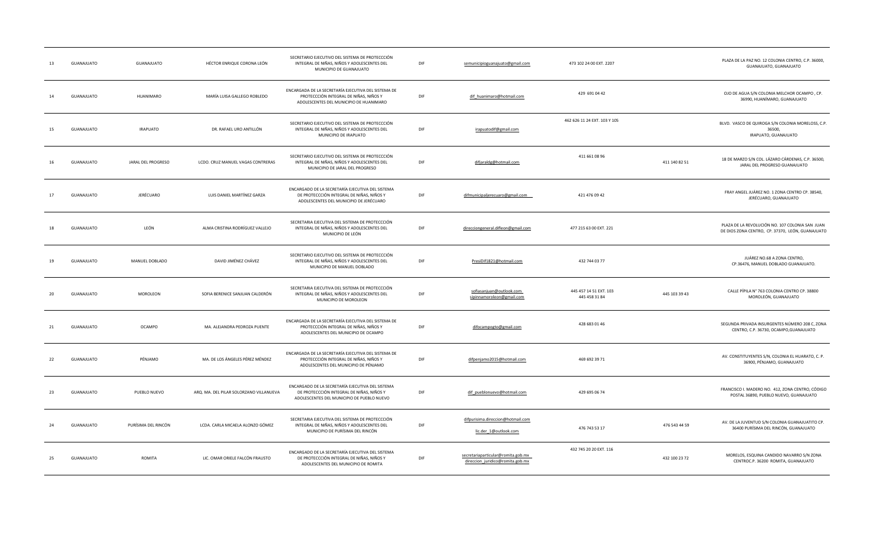| | | | | | | | | | |
|---|---|---|---|---|---|---|---|---|---|
| 13 | GUANAJUATO | GUANAJUATO | HÉCTOR ENRIQUE CORONA LEÓN | SECRETARIO EJECUTIVO DEL SISTEMA DE PROTECCCIÓN INTEGRAL DE NIÑAS, NIÑOS Y ADOLESCENTES DEL MUNICIPIO DE GUANAJUATO | DIF | semunicipioguanajuato@gmail.com | 473 102 24 00 EXT. 2207 | | PLAZA DE LA PAZ NO. 12 COLONIA CENTRO, C.P. 36000, GUANAJUATO, GUANAJUATO |
| 14 | GUANAJUATO | HUANIMARO | MARÍA LUISA GALLEGO ROBLEDO | ENCARGADA DE LA SECRETARÍA EJECUTIVA DEL SISTEMA DE PROTECCCIÓN INTEGRAL DE NIÑAS, NIÑOS Y ADOLESCENTES DEL MUNICIPIO DE HUANIMARO | DIF | dif_huanimaro@hotmail.com | 429 691 04 42 | | OJO DE AGUA S/N COLONIA MELCHOR OCAMPO , CP. 36990, HUANÍMARO, GUANAJUATO |
| 15 | GUANAJUATO | IRAPUATO | DR. RAFAEL URO ANTILLÓN | SECRETARIO EJECUTIVO DEL SISTEMA DE PROTECCCIÓN INTEGRAL DE NIÑAS, NIÑOS Y ADOLESCENTES DEL MUNICIPIO DE IRAPUATO | DIF | irapuatodif@gmail.com | 462 626 11 24 EXT. 103 Y 105 | | BLVD. VASCO DE QUIROGA S/N COLONIA MORELOSS, C.P. 36500, IRAPUATO, GUANAJUATO |
| 16 | GUANAJUATO | JARAL DEL PROGRESO | LCDO. CRUZ MANUEL VAGAS CONTRERAS | SECRETARIO EJECUTIVO DEL SISTEMA DE PROTECCCIÓN INTEGRAL DE NIÑAS, NIÑOS Y ADOLESCENTES DEL MUNICIPIO DE JARAL DEL PROGRESO | DIF | difjaraldg@hotmail.com | 411 661 08 96 | 411 140 82 51 | 18 DE MARZO S/N COL. LÁZARO CÁRDENAS, C.P. 36500, JARAL DEL PROGRESO GUANAJUATO |
| 17 | GUANAJUATO | JERÉCUARO | LUIS DANIEL MARTÍNEZ GARZA | ENCARGADO DE LA SECRETARÍA EJECUTIVA DEL SISTEMA DE PROTECCCIÓN INTEGRAL DE NIÑAS, NIÑOS Y ADOLESCENTES DEL MUNICIPIO DE JERÉCUARO | DIF | difmunicipaljerecuaro@gmail.com | 421 476 09 42 | | FRAY ANGEL JUÁREZ NO. 1 ZONA CENTRO CP. 38540, JERÉCUARO, GUANAJUATO |
| 18 | GUANAJUATO | LEÓN | ALMA CRISTINA RODRÍGUEZ VALLEJO | SECRETARIA EJECUTIVA DEL SISTEMA DE PROTECCCIÓN INTEGRAL DE NIÑAS, NIÑOS Y ADOLESCENTES DEL MUNICIPIO DE LEÓN | DIF | direcciongeneral.difleon@gmail.com | 477 215 63 00 EXT. 221 | | PLAZA DE LA REVOLUCIÓN NO. 107 COLONIA SAN JUAN DE DIOS ZONA CENTRO, CP. 37370, LEÓN, GUANAJUATO |
| 19 | GUANAJUATO | MANUEL DOBLADO | DAVID JIMÉNEZ CHÁVEZ | SECRETARIO EJECUTIVO DEL SISTEMA DE PROTECCCIÓN INTEGRAL DE NIÑAS, NIÑOS Y ADOLESCENTES DEL MUNICIPIO DE MANUEL DOBLADO | DIF | PresiDIf1821@hotmail.com | 432 744 03 77 | | JUÁREZ NO.68 A ZONA CENTRO, CP.36476, MANUEL DOBLADO GUANAJUATO. |
| 20 | GUANAJUATO | MOROLEON | SOFIA BERENICE SANJUAN CALDERÓN | SECRETARIA EJECUTIVA DEL SISTEMA DE PROTECCCIÓN INTEGRAL DE NIÑAS, NIÑOS Y ADOLESCENTES DEL MUNICIPIO DE MOROLEON | DIF | sofiasanjuan@outlook.com sipinnamoroleon@gmail.com | 445 457 14 51 EXT. 103 445 458 31 84 | 445 103 39 43 | CALLE PÍPILA N° 763 COLONIA CENTRO CP. 38800 MOROLEÓN, GUANAJUATO |
| 21 | GUANAJUATO | OCAMPO | MA. ALEJANDRA PEDROZA PUENTE | ENCARGADA DE LA SECRETARÍA EJECUTIVA DEL SISTEMA DE PROTECCCIÓN INTEGRAL DE NIÑAS, NIÑOS Y ADOLESCENTES DEL MUNICIPIO DE OCAMPO | DIF | difocampogto@gmail.com | 428 683 01 46 | | SEGUNDA PRIVADA INSURGENTES NÚMERO 208 C, ZONA CENTRO, C.P. 36730, OCAMPO,GUANAJUATO |
| 22 | GUANAJUATO | PÉNJAMO | MA. DE LOS ÁNGELES PÉREZ MÉNDEZ | ENCARGADA DE LA SECRETARÍA EJECUTIVA DEL SISTEMA DE PROTECCCIÓN INTEGRAL DE NIÑAS, NIÑOS Y ADOLESCENTES DEL MUNICIPIO DE PÉNJAMO | DIF | difpenjamo2015@hotmail.com | 469 692 39 71 | | AV. CONSTITUYENTES S/N, COLONIA EL HUARATO, C. P. 36900, PÉNJAMO, GUANAJUATO |
| 23 | GUANAJUATO | PUEBLO NUEVO | ARQ. MA. DEL PILAR SOLORZANO VILLANUEVA | ENCARGADO DE LA SECRETARÍA EJECUTIVA DEL SISTEMA DE PROTECCCIÓN INTEGRAL DE NIÑAS, NIÑOS Y ADOLESCENTES DEL MUNICIPIO DE PUEBLO NUEVO | DIF | dif_pueblonuevo@hotmail.com | 429 695 06 74 | | FRANCISCO I. MADERO NO. 412, ZONA CENTRO, CÓDIGO POSTAL 36890, PUEBLO NUEVO, GUANAJUATO |
| 24 | GUANAJUATO | PURÍSIMA DEL RINCÓN | LCDA. CARLA MICAELA ALONZO GÓMEZ | SECRETARIA EJECUTIVA DEL SISTEMA DE PROTECCCIÓN INTEGRAL DE NIÑAS, NIÑOS Y ADOLESCENTES DEL MUNICIPIO DE PURÍSIMA DEL RINCÓN | DIF | difpurisima.direccion@hotmail.com lic.der_1@outlook.com | 476 743 53 17 | 476 543 44 59 | AV. DE LA JUVENTUD S/N COLONIA GUANAJUATITO CP. 36400 PURÍSIMA DEL RINCÓN, GUANAJUATO |
| 25 | GUANAJUATO | ROMITA | LIC. OMAR ORIELE FALCÓN FRAUSTO | ENCARGADO DE LA SECRETARÍA EJECUTIVA DEL SISTEMA DE PROTECCCIÓN INTEGRAL DE NIÑAS, NIÑOS Y ADOLESCENTES DEL MUNICIPIO DE ROMITA | DIF | secretariaparticular@romita.gob.mx direccion_juridico@romita.gob.mx | 432 745 20 20 EXT. 116 | 432 100 23 72 | MORELOS, ESQUINA CANDIDO NAVARRO S/N ZONA CENTROC.P. 36200 ROMITA, GUANAJUATO |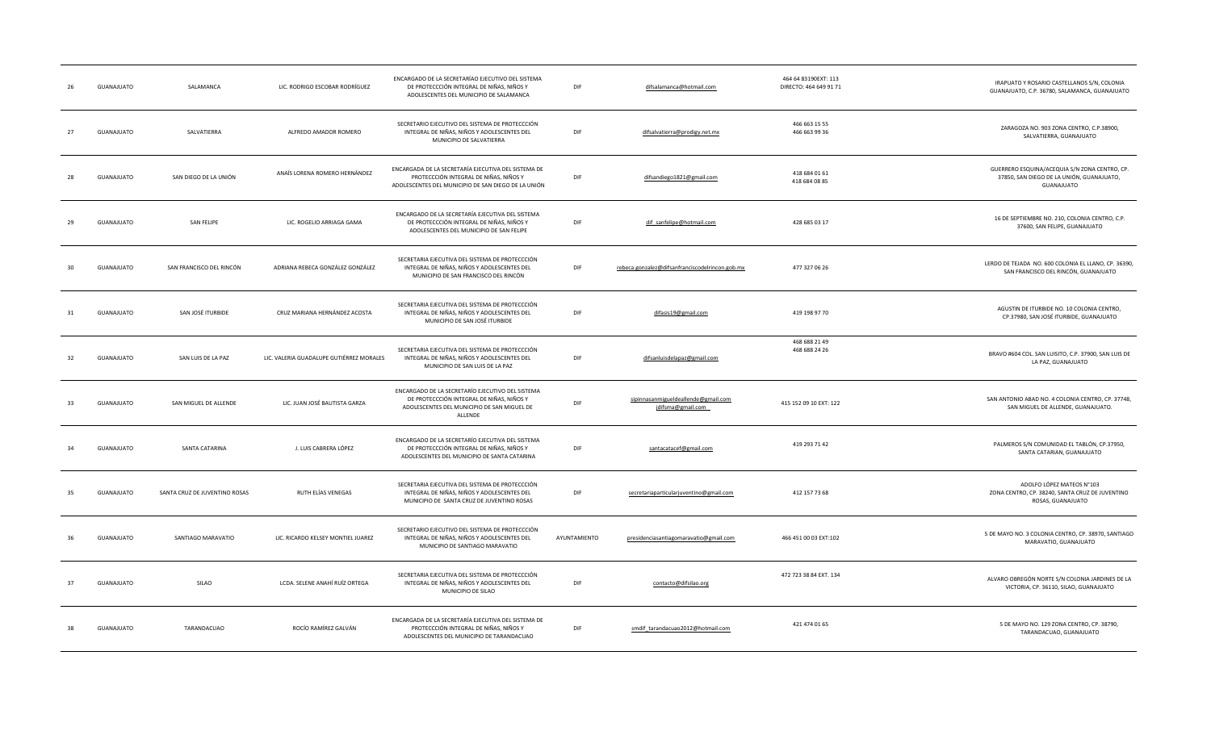| 26 | GUANAJUATO | SALAMANCA | LIC. RODRIGO ESCOBAR RODRÍGUEZ | ENCARGADO DE LA SECRETARÍAO EJECUTIVO DEL SISTEMA DE PROTECCCIÓN INTEGRAL DE NIÑAS, NIÑOS Y ADOLESCENTES DEL MUNICIPIO DE SALAMANCA | DIF | difsalamanca@hotmail.com | 464 64 83190EXT: 113 DIRECTO: 464 649 91 71 | | IRAPUATO Y ROSARIO CASTELLANOS S/N, COLONIA GUANAJUATO, C.P. 36780, SALAMANCA, GUANAJUATO |
|---|---|---|---|---|---|---|---|---|---|
| 27 | GUANAJUATO | SALVATIERRA | ALFREDO AMADOR ROMERO | SECRETARIO EJECUTIVO DEL SISTEMA DE PROTECCCIÓN INTEGRAL DE NIÑAS, NIÑOS Y ADOLESCENTES DEL MUNICIPIO DE SALVATIERRA | DIF | difsalvatierra@prodigy.net.mx | 466 663 15 55 466 663 99 36 | | ZARAGOZA NO. 903 ZONA CENTRO, C.P.38900, SALVATIERRA, GUANAJUATO |
| 28 | GUANAJUATO | SAN DIEGO DE LA UNIÓN | ANAÍS LORENA ROMERO HERNÁNDEZ | ENCARGADA DE LA SECRETARÍA EJECUTIVA DEL SISTEMA DE PROTECCCIÓN INTEGRAL DE NIÑAS, NIÑOS Y ADOLESCENTES DEL MUNICIPIO DE SAN DIEGO DE LA UNIÓN | DIF | difsandiego1821@gmail.com | 418 684 01 61 418 684 08 85 | | GUERRERO ESQUINA/ACEQUIA S/N ZONA CENTRO, CP. 37850, SAN DIEGO DE LA UNIÓN, GUANAJUATO, GUANAJUATO |
| 29 | GUANAJUATO | SAN FELIPE | LIC. ROGELIO ARRIAGA GAMA | ENCARGADO DE LA SECRETARÍA EJECUTIVA DEL SISTEMA DE PROTECCCIÓN INTEGRAL DE NIÑAS, NIÑOS Y ADOLESCENTES DEL MUNICIPIO DE SAN FELIPE | DIF | dif_sanfelipe@hotmail.com | 428 685 03 17 | | 16 DE SEPTIEMBRE NO. 210, COLONIA CENTRO, C.P. 37600, SAN FELIPE, GUANAJUATO |
| 30 | GUANAJUATO | SAN FRANCISCO DEL RINCÓN | ADRIANA REBECA GONZÁLEZ GONZÁLEZ | SECRETARIA EJECUTIVA DEL SISTEMA DE PROTECCCIÓN INTEGRAL DE NIÑAS, NIÑOS Y ADOLESCENTES DEL MUNICIPIO DE SAN FRANCISCO DEL RINCÓN | DIF | rebeca.gonzalez@difsanfranciscodelrincon.gob.mx | 477 327 06 26 | | LERDO DE TEJADA NO. 600 COLONIA EL LLANO, CP. 36390, SAN FRANCISCO DEL RINCÓN, GUANAJUATO |
| 31 | GUANAJUATO | SAN JOSÉ ITURBIDE | CRUZ MARIANA HERNÁNDEZ ACOSTA | SECRETARIA EJECUTIVA DEL SISTEMA DE PROTECCCIÓN INTEGRAL DE NIÑAS, NIÑOS Y ADOLESCENTES DEL MUNICIPIO DE SAN JOSÉ ITURBIDE | DIF | difasis19@gmail.com | 419 198 97 70 | | AGUSTIN DE ITURBIDE NO. 10 COLONIA CENTRO, CP.37980, SAN JOSÉ ITURBIDE, GUANAJUATO |
| 32 | GUANAJUATO | SAN LUIS DE LA PAZ | LIC. VALERIA GUADALUPE GUTIÉRREZ MORALES | SECRETARIA EJECUTIVA DEL SISTEMA DE PROTECCCIÓN INTEGRAL DE NIÑAS, NIÑOS Y ADOLESCENTES DEL MUNICIPIO DE SAN LUIS DE LA PAZ | DIF | difsanluisdelapaz@gmail.com | 468 688 21 49 468 688 24 26 | | BRAVO #604 COL. SAN LUISITO, C.P. 37900, SAN LUIS DE LA PAZ, GUANAJUATO |
| 33 | GUANAJUATO | SAN MIGUEL DE ALLENDE | LIC. JUAN JOSÉ BAUTISTA GARZA | ENCARGADO DE LA SECRETARÍO EJECUTIVO DEL SISTEMA DE PROTECCCIÓN INTEGRAL DE NIÑAS, NIÑOS Y ADOLESCENTES DEL MUNICIPIO DE SAN MIGUEL DE ALLENDE | DIF | sipinnasanmigueldeallende@gmail.com jdifsma@gmail.com | 415 152 09 10 EXT: 122 | | SAN ANTONIO ABAD NO. 4 COLONIA CENTRO, CP. 37748, SAN MIGUEL DE ALLENDE, GUANAJUATO. |
| 34 | GUANAJUATO | SANTA CATARINA | J. LUIS CABRERA LÓPEZ | ENCARGADO DE LA SECRETARÍA EJECUTIVA DEL SISTEMA DE PROTECCCIÓN INTEGRAL DE NIÑAS, NIÑOS Y ADOLESCENTES DEL MUNICIPIO DE SANTA CATARINA | DIF | santacatacef@gmail.com | 419 293 71 42 | | PALMEROS S/N COMUNIDAD EL TABLÓN, CP.37950, SANTA CATARIAN, GUANAJUATO |
| 35 | GUANAJUATO | SANTA CRUZ DE JUVENTINO ROSAS | RUTH ELÍAS VENEGAS | SECRETARIA EJECUTIVA DEL SISTEMA DE PROTECCCIÓN INTEGRAL DE NIÑAS, NIÑOS Y ADOLESCENTES DEL MUNICIPIO DE SANTA CRUZ DE JUVENTINO ROSAS | DIF | secretariaparticularjuventino@gmail.com | 412 157 73 68 | | ADOLFO LÓPEZ MATEOS N°103 ZONA CENTRO, CP. 38240, SANTA CRUZ DE JUVENTINO ROSAS, GUANAJUATO |
| 36 | GUANAJUATO | SANTIAGO MARAVATIO | LIC. RICARDO KELSEY MONTIEL JUAREZ | SECRETARIO EJECUTIVO DEL SISTEMA DE PROTECCCIÓN INTEGRAL DE NIÑAS, NIÑOS Y ADOLESCENTES DEL MUNICIPIO DE SANTIAGO MARAVATIO | AYUNTAMIENTO | presidenciasantiagomaravatio@gmail.com | 466 451 00 03 EXT:102 | | 5 DE MAYO NO. 3 COLONIA CENTRO, CP. 38970, SANTIAGO MARAVATIO, GUANAJUATO |
| 37 | GUANAJUATO | SILAO | LCDA. SELENE ANAHÍ RUÍZ ORTEGA | SECRETARIA EJECUTIVA DEL SISTEMA DE PROTECCCIÓN INTEGRAL DE NIÑAS, NIÑOS Y ADOLESCENTES DEL MUNICIPIO DE SILAO | DIF | contacto@difsilao.org | 472 723 38 84 EXT. 134 | | ALVARO OBREGÓN NORTE S/N COLONIA JARDINES DE LA VICTORIA, CP. 36110, SILAO, GUANAJUATO |
| 38 | GUANAJUATO | TARANDACUAO | ROCÍO RAMÍREZ GALVÁN | ENCARGADA DE LA SECRETARÍA EJECUTIVA DEL SISTEMA DE PROTECCCIÓN INTEGRAL DE NIÑAS, NIÑOS Y ADOLESCENTES DEL MUNICIPIO DE TARANDACUAO | DIF | smdif_tarandacuao2012@hotmail.com | 421 474 01 65 | | 5 DE MAYO NO. 129 ZONA CENTRO, CP. 38790, TARANDACUAO, GUANAJUATO |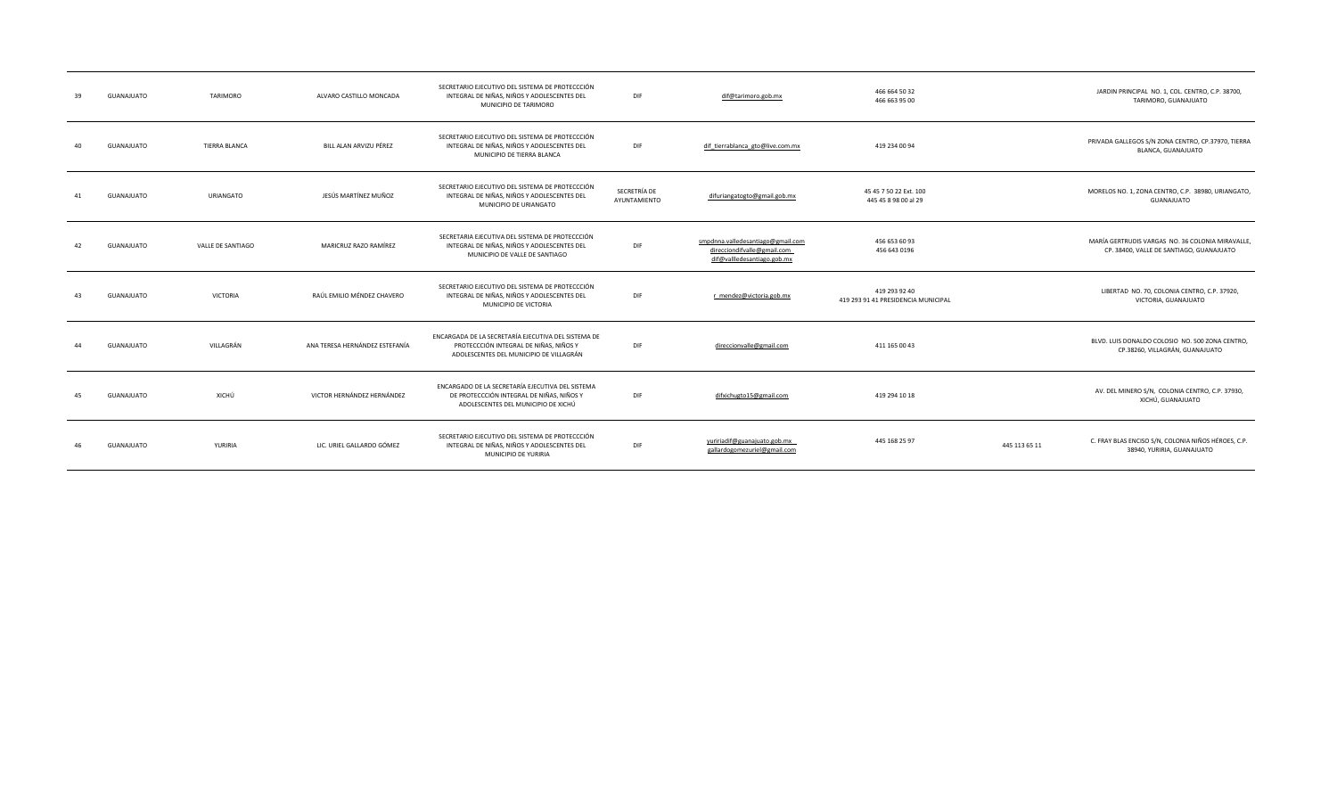| | | | | | | | | | |
|---|---|---|---|---|---|---|---|---|---|
| 39 | GUANAJUATO | TARIMORO | ALVARO CASTILLO MONCADA | SECRETARIO EJECUTIVO DEL SISTEMA DE PROTECCCIÓN INTEGRAL DE NIÑAS, NIÑOS Y ADOLESCENTES DEL MUNICIPIO DE TARIMORO | DIF | dif@tarimoro.gob.mx | 466 664 50 32<br>466 663 95 00 | | JARDIN PRINCIPAL NO. 1, COL. CENTRO, C.P. 38700, TARIMORO, GUANAJUATO |
| 40 | GUANAJUATO | TIERRA BLANCA | BILL ALAN ARVIZU PÉREZ | SECRETARIO EJECUTIVO DEL SISTEMA DE PROTECCCIÓN INTEGRAL DE NIÑAS, NIÑOS Y ADOLESCENTES DEL MUNICIPIO DE TIERRA BLANCA | DIF | dif_tierrablanca_gto@live.com.mx | 419 234 00 94 | | PRIVADA GALLEGOS S/N ZONA CENTRO, CP.37970, TIERRA BLANCA, GUANAJUATO |
| 41 | GUANAJUATO | URIANGATO | JESÚS MARTÍNEZ MUÑOZ | SECRETARIO EJECUTIVO DEL SISTEMA DE PROTECCCIÓN INTEGRAL DE NIÑAS, NIÑOS Y ADOLESCENTES DEL MUNICIPIO DE URIANGATO | SECRETRÍA DE AYUNTAMIENTO | difuriangatogto@gmail.gob.mx | 45 45 7 50 22 Ext. 100<br>445 45 8 98 00 al 29 | | MORELOS NO. 1, ZONA CENTRO, C.P. 38980, URIANGATO, GUANAJUATO |
| 42 | GUANAJUATO | VALLE DE SANTIAGO | MARICRUZ RAZO RAMÍREZ | SECRETARIA EJECUTIVA DEL SISTEMA DE PROTECCCIÓN INTEGRAL DE NIÑAS, NIÑOS Y ADOLESCENTES DEL MUNICIPIO DE VALLE DE SANTIAGO | DIF | smpdnna.valledesantiago@gmail.com<br>direcciondifvalle@gmail.com<br>dif@valledesantiago.gob.mx | 456 653 60 93<br>456 643 0196 | | MARÍA GERTRUDIS VARGAS NO. 36 COLONIA MIRAVALLE, CP. 38400, VALLE DE SANTIAGO, GUANAJUATO |
| 43 | GUANAJUATO | VICTORIA | RAÚL EMILIO MÉNDEZ CHAVERO | SECRETARIO EJECUTIVO DEL SISTEMA DE PROTECCCIÓN INTEGRAL DE NIÑAS, NIÑOS Y ADOLESCENTES DEL MUNICIPIO DE VICTORIA | DIF | r_mendez@victoria.gob.mx | 419 293 92 40<br>419 293 91 41 PRESIDENCIA MUNICIPAL | | LIBERTAD NO. 70, COLONIA CENTRO, C.P. 37920, VICTORIA, GUANAJUATO |
| 44 | GUANAJUATO | VILLAGRÁN | ANA TERESA HERNÁNDEZ ESTEFANÍA | ENCARGADA DE LA SECRETARÍA EJECUTIVA DEL SISTEMA DE PROTECCCIÓN INTEGRAL DE NIÑAS, NIÑOS Y ADOLESCENTES DEL MUNICIPIO DE VILLAGRÁN | DIF | direccionvalle@gmail.com | 411 165 00 43 | | BLVD. LUIS DONALDO COLOSIO NO. 500 ZONA CENTRO, CP.38260, VILLAGRÁN, GUANAJUATO |
| 45 | GUANAJUATO | XICHÚ | VICTOR HERNÁNDEZ HERNÁNDEZ | ENCARGADO DE LA SECRETARÍA EJECUTIVA DEL SISTEMA DE PROTECCCIÓN INTEGRAL DE NIÑAS, NIÑOS Y ADOLESCENTES DEL MUNICIPIO DE XICHÚ | DIF | difxichugto15@gmail.com | 419 294 10 18 | | AV. DEL MINERO S/N, COLONIA CENTRO, C.P. 37930, XICHÚ, GUANAJUATO |
| 46 | GUANAJUATO | YURIRIA | LIC. URIEL GALLARDO GÓMEZ | SECRETARIO EJECUTIVO DEL SISTEMA DE PROTECCCIÓN INTEGRAL DE NIÑAS, NIÑOS Y ADOLESCENTES DEL MUNICIPIO DE YURIRIA | DIF | yuririadif@guanajuato.gob.mx<br>gallardogomezuriel@gmail.com | 445 168 25 97 | 445 113 65 11 | C. FRAY BLAS ENCISO S/N, COLONIA NIÑOS HÉROES, C.P. 38940, YURIRIA, GUANAJUATO |